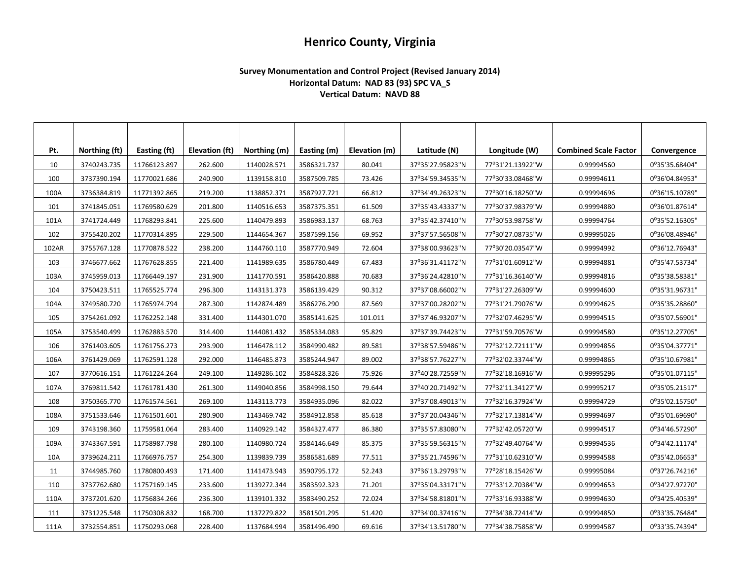# Henrico County, Virginia

**Survey Monumentation and Control Project (Revised January 2014)**
**Horizontal Datum: NAD 83 (93) SPC VA_S**
**Vertical Datum: NAVD 88**

| Pt. | Northing (ft) | Easting (ft) | Elevation (ft) | Northing (m) | Easting (m) | Elevation (m) | Latitude (N) | Longitude (W) | Combined Scale Factor | Convergence |
|---|---|---|---|---|---|---|---|---|---|---|
| 10 | 3740243.735 | 11766123.897 | 262.600 | 1140028.571 | 3586321.737 | 80.041 | 37°35'27.95823"N | 77°31'21.13922"W | 0.99994560 | 0°35'35.68404" |
| 100 | 3737390.194 | 11770021.686 | 240.900 | 1139158.810 | 3587509.785 | 73.426 | 37°34'59.34535"N | 77°30'33.08468"W | 0.99994611 | 0°36'04.84953" |
| 100A | 3736384.819 | 11771392.865 | 219.200 | 1138852.371 | 3587927.721 | 66.812 | 37°34'49.26323"N | 77°30'16.18250"W | 0.99994696 | 0°36'15.10789" |
| 101 | 3741845.051 | 11769580.629 | 201.800 | 1140516.653 | 3587375.351 | 61.509 | 37°35'43.43337"N | 77°30'37.98379"W | 0.99994880 | 0°36'01.87614" |
| 101A | 3741724.449 | 11768293.841 | 225.600 | 1140479.893 | 3586983.137 | 68.763 | 37°35'42.37410"N | 77°30'53.98758"W | 0.99994764 | 0°35'52.16305" |
| 102 | 3755420.202 | 11770314.895 | 229.500 | 1144654.367 | 3587599.156 | 69.952 | 37°37'57.56508"N | 77°30'27.08735"W | 0.99995026 | 0°36'08.48946" |
| 102AR | 3755767.128 | 11770878.522 | 238.200 | 1144760.110 | 3587770.949 | 72.604 | 37°38'00.93623"N | 77°30'20.03547"W | 0.99994992 | 0°36'12.76943" |
| 103 | 3746677.662 | 11767628.855 | 221.400 | 1141989.635 | 3586780.449 | 67.483 | 37°36'31.41172"N | 77°31'01.60912"W | 0.99994881 | 0°35'47.53734" |
| 103A | 3745959.013 | 11766449.197 | 231.900 | 1141770.591 | 3586420.888 | 70.683 | 37°36'24.42810"N | 77°31'16.36140"W | 0.99994816 | 0°35'38.58381" |
| 104 | 3750423.511 | 11765525.774 | 296.300 | 1143131.373 | 3586139.429 | 90.312 | 37°37'08.66002"N | 77°31'27.26309"W | 0.99994600 | 0°35'31.96731" |
| 104A | 3749580.720 | 11765974.794 | 287.300 | 1142874.489 | 3586276.290 | 87.569 | 37°37'00.28202"N | 77°31'21.79076"W | 0.99994625 | 0°35'35.28860" |
| 105 | 3754261.092 | 11762252.148 | 331.400 | 1144301.070 | 3585141.625 | 101.011 | 37°37'46.93207"N | 77°32'07.46295"W | 0.99994515 | 0°35'07.56901" |
| 105A | 3753540.499 | 11762883.570 | 314.400 | 1144081.432 | 3585334.083 | 95.829 | 37°37'39.74423"N | 77°31'59.70576"W | 0.99994580 | 0°35'12.27705" |
| 106 | 3761403.605 | 11761756.273 | 293.900 | 1146478.112 | 3584990.482 | 89.581 | 37°38'57.59486"N | 77°32'12.72111"W | 0.99994856 | 0°35'04.37771" |
| 106A | 3761429.069 | 11762591.128 | 292.000 | 1146485.873 | 3585244.947 | 89.002 | 37°38'57.76227"N | 77°32'02.33744"W | 0.99994865 | 0°35'10.67981" |
| 107 | 3770616.151 | 11761224.264 | 249.100 | 1149286.102 | 3584828.326 | 75.926 | 37°40'28.72559"N | 77°32'18.16916"W | 0.99995296 | 0°35'01.07115" |
| 107A | 3769811.542 | 11761781.430 | 261.300 | 1149040.856 | 3584998.150 | 79.644 | 37°40'20.71492"N | 77°32'11.34127"W | 0.99995217 | 0°35'05.21517" |
| 108 | 3750365.770 | 11761574.561 | 269.100 | 1143113.773 | 3584935.096 | 82.022 | 37°37'08.49013"N | 77°32'16.37924"W | 0.99994729 | 0°35'02.15750" |
| 108A | 3751533.646 | 11761501.601 | 280.900 | 1143469.742 | 3584912.858 | 85.618 | 37°37'20.04346"N | 77°32'17.13814"W | 0.99994697 | 0°35'01.69690" |
| 109 | 3743198.360 | 11759581.064 | 283.400 | 1140929.142 | 3584327.477 | 86.380 | 37°35'57.83080"N | 77°32'42.05720"W | 0.99994517 | 0°34'46.57290" |
| 109A | 3743367.591 | 11758987.798 | 280.100 | 1140980.724 | 3584146.649 | 85.375 | 37°35'59.56315"N | 77°32'49.40764"W | 0.99994536 | 0°34'42.11174" |
| 10A | 3739624.211 | 11766976.757 | 254.300 | 1139839.739 | 3586581.689 | 77.511 | 37°35'21.74596"N | 77°31'10.62310"W | 0.99994588 | 0°35'42.06653" |
| 11 | 3744985.760 | 11780800.493 | 171.400 | 1141473.943 | 3590795.172 | 52.243 | 37°36'13.29793"N | 77°28'18.15426"W | 0.99995084 | 0°37'26.74216" |
| 110 | 3737762.680 | 11757169.145 | 233.600 | 1139272.344 | 3583592.323 | 71.201 | 37°35'04.33171"N | 77°33'12.70384"W | 0.99994653 | 0°34'27.97270" |
| 110A | 3737201.620 | 11756834.266 | 236.300 | 1139101.332 | 3583490.252 | 72.024 | 37°34'58.81801"N | 77°33'16.93388"W | 0.99994630 | 0°34'25.40539" |
| 111 | 3731225.548 | 11750308.832 | 168.700 | 1137279.822 | 3581501.295 | 51.420 | 37°34'00.37416"N | 77°34'38.72414"W | 0.99994850 | 0°33'35.76484" |
| 111A | 3732554.851 | 11750293.068 | 228.400 | 1137684.994 | 3581496.490 | 69.616 | 37°34'13.51780"N | 77°34'38.75858"W | 0.99994587 | 0°33'35.74394" |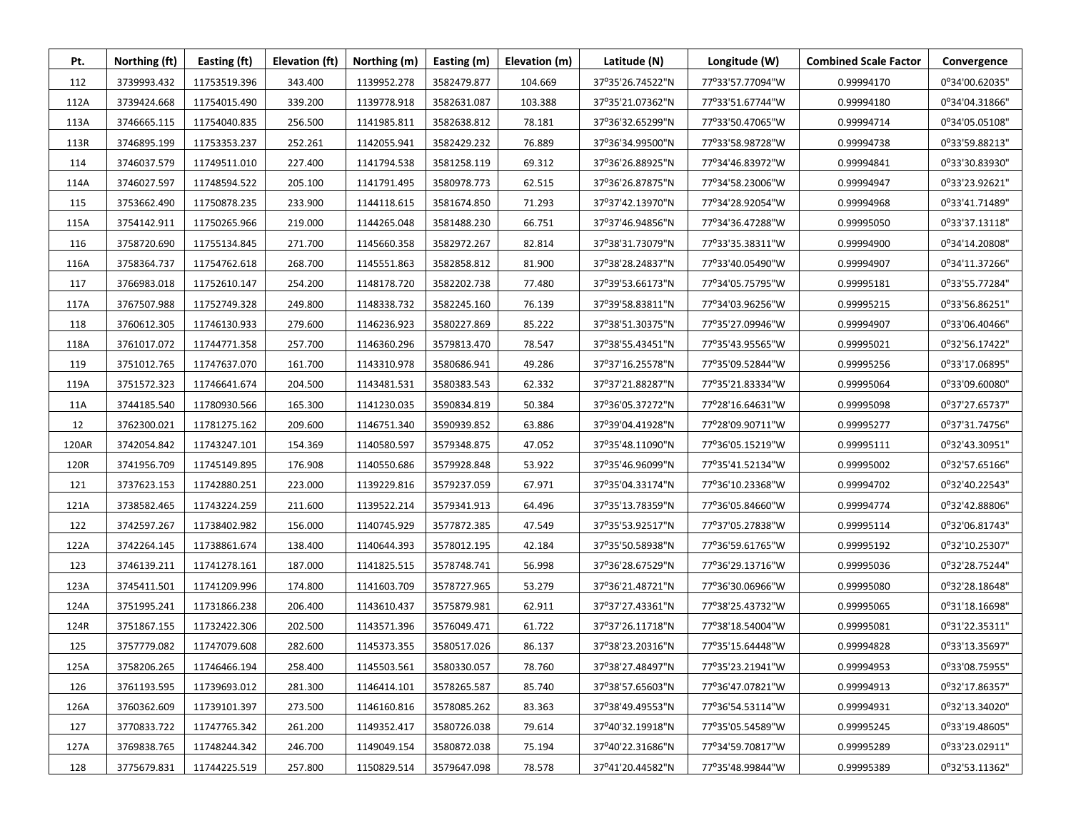| Pt. | Northing (ft) | Easting (ft) | Elevation (ft) | Northing (m) | Easting (m) | Elevation (m) | Latitude (N) | Longitude (W) | Combined Scale Factor | Convergence |
|---|---|---|---|---|---|---|---|---|---|---|
| 112 | 3739993.432 | 11753519.396 | 343.400 | 1139952.278 | 3582479.877 | 104.669 | 37°35'26.74522"N | 77°33'57.77094"W | 0.99994170 | 0°34'00.62035" |
| 112A | 3739424.668 | 11754015.490 | 339.200 | 1139778.918 | 3582631.087 | 103.388 | 37°35'21.07362"N | 77°33'51.67744"W | 0.99994180 | 0°34'04.31866" |
| 113A | 3746665.115 | 11754040.835 | 256.500 | 1141985.811 | 3582638.812 | 78.181 | 37°36'32.65299"N | 77°33'50.47065"W | 0.99994714 | 0°34'05.05108" |
| 113R | 3746895.199 | 11753353.237 | 252.261 | 1142055.941 | 3582429.232 | 76.889 | 37°36'34.99500"N | 77°33'58.98728"W | 0.99994738 | 0°33'59.88213" |
| 114 | 3746037.579 | 11749511.010 | 227.400 | 1141794.538 | 3581258.119 | 69.312 | 37°36'26.88925"N | 77°34'46.83972"W | 0.99994841 | 0°33'30.83930" |
| 114A | 3746027.597 | 11748594.522 | 205.100 | 1141791.495 | 3580978.773 | 62.515 | 37°36'26.87875"N | 77°34'58.23006"W | 0.99994947 | 0°33'23.92621" |
| 115 | 3753662.490 | 11750878.235 | 233.900 | 1144118.615 | 3581674.850 | 71.293 | 37°37'42.13970"N | 77°34'28.92054"W | 0.99994968 | 0°33'41.71489" |
| 115A | 3754142.911 | 11750265.966 | 219.000 | 1144265.048 | 3581488.230 | 66.751 | 37°37'46.94856"N | 77°34'36.47288"W | 0.99995050 | 0°33'37.13118" |
| 116 | 3758720.690 | 11755134.845 | 271.700 | 1145660.358 | 3582972.267 | 82.814 | 37°38'31.73079"N | 77°33'35.38311"W | 0.99994900 | 0°34'14.20808" |
| 116A | 3758364.737 | 11754762.618 | 268.700 | 1145551.863 | 3582858.812 | 81.900 | 37°38'28.24837"N | 77°33'40.05490"W | 0.99994907 | 0°34'11.37266" |
| 117 | 3766983.018 | 11752610.147 | 254.200 | 1148178.720 | 3582202.738 | 77.480 | 37°39'53.66173"N | 77°34'05.75795"W | 0.99995181 | 0°33'55.77284" |
| 117A | 3767507.988 | 11752749.328 | 249.800 | 1148338.732 | 3582245.160 | 76.139 | 37°39'58.83811"N | 77°34'03.96256"W | 0.99995215 | 0°33'56.86251" |
| 118 | 3760612.305 | 11746130.933 | 279.600 | 1146236.923 | 3580227.869 | 85.222 | 37°38'51.30375"N | 77°35'27.09946"W | 0.99994907 | 0°33'06.40466" |
| 118A | 3761017.072 | 11744771.358 | 257.700 | 1146360.296 | 3579813.470 | 78.547 | 37°38'55.43451"N | 77°35'43.95565"W | 0.99995021 | 0°32'56.17422" |
| 119 | 3751012.765 | 11747637.070 | 161.700 | 1143310.978 | 3580686.941 | 49.286 | 37°37'16.25578"N | 77°35'09.52844"W | 0.99995256 | 0°33'17.06895" |
| 119A | 3751572.323 | 11746641.674 | 204.500 | 1143481.531 | 3580383.543 | 62.332 | 37°37'21.88287"N | 77°35'21.83334"W | 0.99995064 | 0°33'09.60080" |
| 11A | 3744185.540 | 11780930.566 | 165.300 | 1141230.035 | 3590834.819 | 50.384 | 37°36'05.37272"N | 77°28'16.64631"W | 0.99995098 | 0°37'27.65737" |
| 12 | 3762300.021 | 11781275.162 | 209.600 | 1146751.340 | 3590939.852 | 63.886 | 37°39'04.41928"N | 77°28'09.90711"W | 0.99995277 | 0°37'31.74756" |
| 120AR | 3742054.842 | 11743247.101 | 154.369 | 1140580.597 | 3579348.875 | 47.052 | 37°35'48.11090"N | 77°36'05.15219"W | 0.99995111 | 0°32'43.30951" |
| 120R | 3741956.709 | 11745149.895 | 176.908 | 1140550.686 | 3579928.848 | 53.922 | 37°35'46.96099"N | 77°35'41.52134"W | 0.99995002 | 0°32'57.65166" |
| 121 | 3737623.153 | 11742880.251 | 223.000 | 1139229.816 | 3579237.059 | 67.971 | 37°35'04.33174"N | 77°36'10.23368"W | 0.99994702 | 0°32'40.22543" |
| 121A | 3738582.465 | 11743224.259 | 211.600 | 1139522.214 | 3579341.913 | 64.496 | 37°35'13.78359"N | 77°36'05.84660"W | 0.99994774 | 0°32'42.88806" |
| 122 | 3742597.267 | 11738402.982 | 156.000 | 1140745.929 | 3577872.385 | 47.549 | 37°35'53.92517"N | 77°37'05.27838"W | 0.99995114 | 0°32'06.81743" |
| 122A | 3742264.145 | 11738861.674 | 138.400 | 1140644.393 | 3578012.195 | 42.184 | 37°35'50.58938"N | 77°36'59.61765"W | 0.99995192 | 0°32'10.25307" |
| 123 | 3746139.211 | 11741278.161 | 187.000 | 1141825.515 | 3578748.741 | 56.998 | 37°36'28.67529"N | 77°36'29.13716"W | 0.99995036 | 0°32'28.75244" |
| 123A | 3745411.501 | 11741209.996 | 174.800 | 1141603.709 | 3578727.965 | 53.279 | 37°36'21.48721"N | 77°36'30.06966"W | 0.99995080 | 0°32'28.18648" |
| 124A | 3751995.241 | 11731866.238 | 206.400 | 1143610.437 | 3575879.981 | 62.911 | 37°37'27.43361"N | 77°38'25.43732"W | 0.99995065 | 0°31'18.16698" |
| 124R | 3751867.155 | 11732422.306 | 202.500 | 1143571.396 | 3576049.471 | 61.722 | 37°37'26.11718"N | 77°38'18.54004"W | 0.99995081 | 0°31'22.35311" |
| 125 | 3757779.082 | 11747079.608 | 282.600 | 1145373.355 | 3580517.026 | 86.137 | 37°38'23.20316"N | 77°35'15.64448"W | 0.99994828 | 0°33'13.35697" |
| 125A | 3758206.265 | 11746466.194 | 258.400 | 1145503.561 | 3580330.057 | 78.760 | 37°38'27.48497"N | 77°35'23.21941"W | 0.99994953 | 0°33'08.75955" |
| 126 | 3761193.595 | 11739693.012 | 281.300 | 1146414.101 | 3578265.587 | 85.740 | 37°38'57.65603"N | 77°36'47.07821"W | 0.99994913 | 0°32'17.86357" |
| 126A | 3760362.609 | 11739101.397 | 273.500 | 1146160.816 | 3578085.262 | 83.363 | 37°38'49.49553"N | 77°36'54.53114"W | 0.99994931 | 0°32'13.34020" |
| 127 | 3770833.722 | 11747765.342 | 261.200 | 1149352.417 | 3580726.038 | 79.614 | 37°40'32.19918"N | 77°35'05.54589"W | 0.99995245 | 0°33'19.48605" |
| 127A | 3769838.765 | 11748244.342 | 246.700 | 1149049.154 | 3580872.038 | 75.194 | 37°40'22.31686"N | 77°34'59.70817"W | 0.99995289 | 0°33'23.02911" |
| 128 | 3775679.831 | 11744225.519 | 257.800 | 1150829.514 | 3579647.098 | 78.578 | 37°41'20.44582"N | 77°35'48.99844"W | 0.99995389 | 0°32'53.11362" |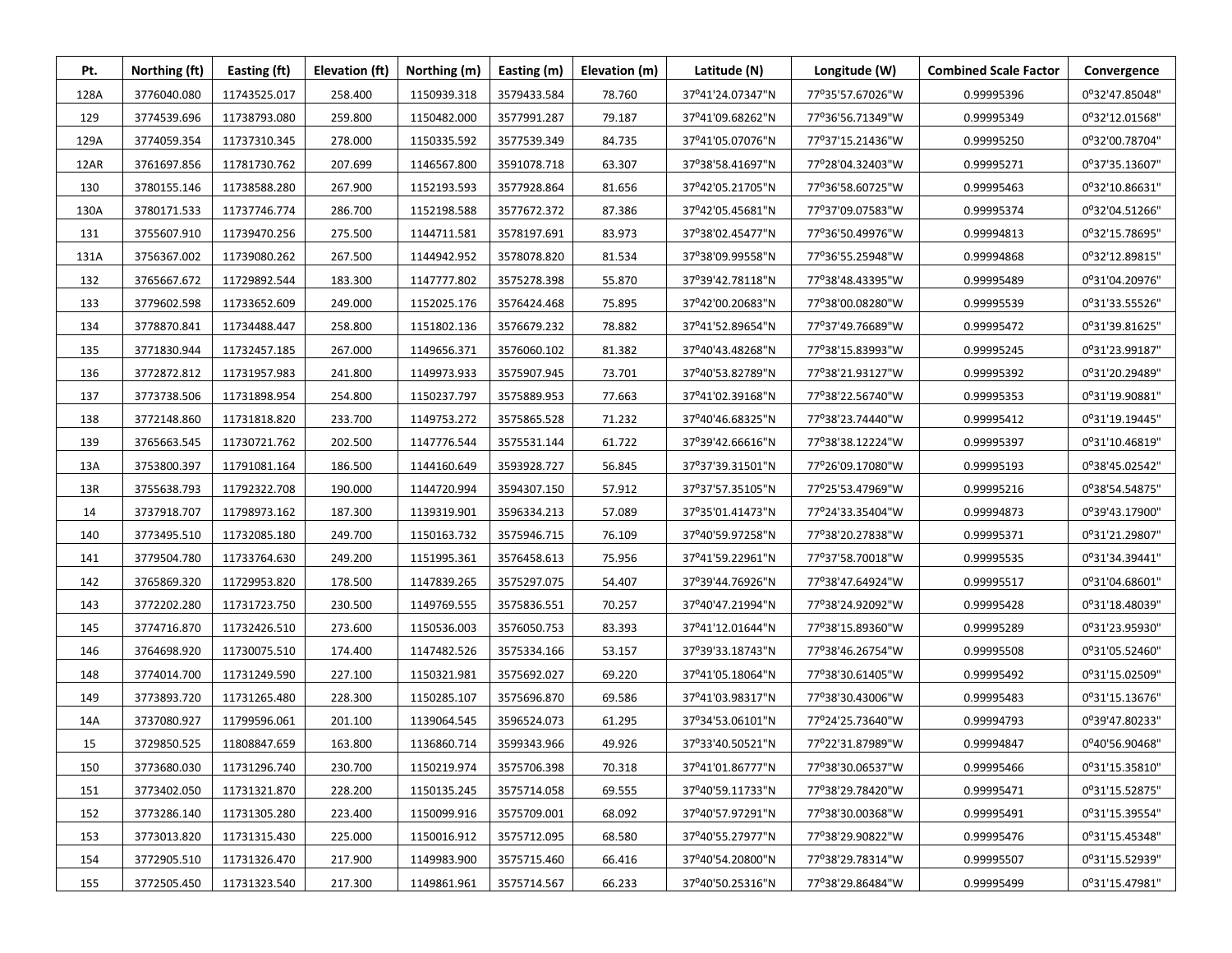| Pt. | Northing (ft) | Easting (ft) | Elevation (ft) | Northing (m) | Easting (m) | Elevation (m) | Latitude (N) | Longitude (W) | Combined Scale Factor | Convergence |
|---|---|---|---|---|---|---|---|---|---|---|
| 128A | 3776040.080 | 11743525.017 | 258.400 | 1150939.318 | 3579433.584 | 78.760 | 37°41'24.07347"N | 77°35'57.67026"W | 0.99995396 | 0°32'47.85048" |
| 129 | 3774539.696 | 11738793.080 | 259.800 | 1150482.000 | 3577991.287 | 79.187 | 37°41'09.68262"N | 77°36'56.71349"W | 0.99995349 | 0°32'12.01568" |
| 129A | 3774059.354 | 11737310.345 | 278.000 | 1150335.592 | 3577539.349 | 84.735 | 37°41'05.07076"N | 77°37'15.21436"W | 0.99995250 | 0°32'00.78704" |
| 12AR | 3761697.856 | 11781730.762 | 207.699 | 1146567.800 | 3591078.718 | 63.307 | 37°38'58.41697"N | 77°28'04.32403"W | 0.99995271 | 0°37'35.13607" |
| 130 | 3780155.146 | 11738588.280 | 267.900 | 1152193.593 | 3577928.864 | 81.656 | 37°42'05.21705"N | 77°36'58.60725"W | 0.99995463 | 0°32'10.86631" |
| 130A | 3780171.533 | 11737746.774 | 286.700 | 1152198.588 | 3577672.372 | 87.386 | 37°42'05.45681"N | 77°37'09.07583"W | 0.99995374 | 0°32'04.51266" |
| 131 | 3755607.910 | 11739470.256 | 275.500 | 1144711.581 | 3578197.691 | 83.973 | 37°38'02.45477"N | 77°36'50.49976"W | 0.99994813 | 0°32'15.78695" |
| 131A | 3756367.002 | 11739080.262 | 267.500 | 1144942.952 | 3578078.820 | 81.534 | 37°38'09.99558"N | 77°36'55.25948"W | 0.99994868 | 0°32'12.89815" |
| 132 | 3765667.672 | 11729892.544 | 183.300 | 1147777.802 | 3575278.398 | 55.870 | 37°39'42.78118"N | 77°38'48.43395"W | 0.99995489 | 0°31'04.20976" |
| 133 | 3779602.598 | 11733652.609 | 249.000 | 1152025.176 | 3576424.468 | 75.895 | 37°42'00.20683"N | 77°38'00.08280"W | 0.99995539 | 0°31'33.55526" |
| 134 | 3778870.841 | 11734488.447 | 258.800 | 1151802.136 | 3576679.232 | 78.882 | 37°41'52.89654"N | 77°37'49.76689"W | 0.99995472 | 0°31'39.81625" |
| 135 | 3771830.944 | 11732457.185 | 267.000 | 1149656.371 | 3576060.102 | 81.382 | 37°40'43.48268"N | 77°38'15.83993"W | 0.99995245 | 0°31'23.99187" |
| 136 | 3772872.812 | 11731957.983 | 241.800 | 1149973.933 | 3575907.945 | 73.701 | 37°40'53.82789"N | 77°38'21.93127"W | 0.99995392 | 0°31'20.29489" |
| 137 | 3773738.506 | 11731898.954 | 254.800 | 1150237.797 | 3575889.953 | 77.663 | 37°41'02.39168"N | 77°38'22.56740"W | 0.99995353 | 0°31'19.90881" |
| 138 | 3772148.860 | 11731818.820 | 233.700 | 1149753.272 | 3575865.528 | 71.232 | 37°40'46.68325"N | 77°38'23.74440"W | 0.99995412 | 0°31'19.19445" |
| 139 | 3765663.545 | 11730721.762 | 202.500 | 1147776.544 | 3575531.144 | 61.722 | 37°39'42.66616"N | 77°38'38.12224"W | 0.99995397 | 0°31'10.46819" |
| 13A | 3753800.397 | 11791081.164 | 186.500 | 1144160.649 | 3593928.727 | 56.845 | 37°37'39.31501"N | 77°26'09.17080"W | 0.99995193 | 0°38'45.02542" |
| 13R | 3755638.793 | 11792322.708 | 190.000 | 1144720.994 | 3594307.150 | 57.912 | 37°37'57.35105"N | 77°25'53.47969"W | 0.99995216 | 0°38'54.54875" |
| 14 | 3737918.707 | 11798973.162 | 187.300 | 1139319.901 | 3596334.213 | 57.089 | 37°35'01.41473"N | 77°24'33.35404"W | 0.99994873 | 0°39'43.17900" |
| 140 | 3773495.510 | 11732085.180 | 249.700 | 1150163.732 | 3575946.715 | 76.109 | 37°40'59.97258"N | 77°38'20.27838"W | 0.99995371 | 0°31'21.29807" |
| 141 | 3779504.780 | 11733764.630 | 249.200 | 1151995.361 | 3576458.613 | 75.956 | 37°41'59.22961"N | 77°37'58.70018"W | 0.99995535 | 0°31'34.39441" |
| 142 | 3765869.320 | 11729953.820 | 178.500 | 1147839.265 | 3575297.075 | 54.407 | 37°39'44.76926"N | 77°38'47.64924"W | 0.99995517 | 0°31'04.68601" |
| 143 | 3772202.280 | 11731723.750 | 230.500 | 1149769.555 | 3575836.551 | 70.257 | 37°40'47.21994"N | 77°38'24.92092"W | 0.99995428 | 0°31'18.48039" |
| 145 | 3774716.870 | 11732426.510 | 273.600 | 1150536.003 | 3576050.753 | 83.393 | 37°41'12.01644"N | 77°38'15.89360"W | 0.99995289 | 0°31'23.95930" |
| 146 | 3764698.920 | 11730075.510 | 174.400 | 1147482.526 | 3575334.166 | 53.157 | 37°39'33.18743"N | 77°38'46.26754"W | 0.99995508 | 0°31'05.52460" |
| 148 | 3774014.700 | 11731249.590 | 227.100 | 1150321.981 | 3575692.027 | 69.220 | 37°41'05.18064"N | 77°38'30.61405"W | 0.99995492 | 0°31'15.02509" |
| 149 | 3773893.720 | 11731265.480 | 228.300 | 1150285.107 | 3575696.870 | 69.586 | 37°41'03.98317"N | 77°38'30.43006"W | 0.99995483 | 0°31'15.13676" |
| 14A | 3737080.927 | 11799596.061 | 201.100 | 1139064.545 | 3596524.073 | 61.295 | 37°34'53.06101"N | 77°24'25.73640"W | 0.99994793 | 0°39'47.80233" |
| 15 | 3729850.525 | 11808847.659 | 163.800 | 1136860.714 | 3599343.966 | 49.926 | 37°33'40.50521"N | 77°22'31.87989"W | 0.99994847 | 0°40'56.90468" |
| 150 | 3773680.030 | 11731296.740 | 230.700 | 1150219.974 | 3575706.398 | 70.318 | 37°41'01.86777"N | 77°38'30.06537"W | 0.99995466 | 0°31'15.35810" |
| 151 | 3773402.050 | 11731321.870 | 228.200 | 1150135.245 | 3575714.058 | 69.555 | 37°40'59.11733"N | 77°38'29.78420"W | 0.99995471 | 0°31'15.52875" |
| 152 | 3773286.140 | 11731305.280 | 223.400 | 1150099.916 | 3575709.001 | 68.092 | 37°40'57.97291"N | 77°38'30.00368"W | 0.99995491 | 0°31'15.39554" |
| 153 | 3773013.820 | 11731315.430 | 225.000 | 1150016.912 | 3575712.095 | 68.580 | 37°40'55.27977"N | 77°38'29.90822"W | 0.99995476 | 0°31'15.45348" |
| 154 | 3772905.510 | 11731326.470 | 217.900 | 1149983.900 | 3575715.460 | 66.416 | 37°40'54.20800"N | 77°38'29.78314"W | 0.99995507 | 0°31'15.52939" |
| 155 | 3772505.450 | 11731323.540 | 217.300 | 1149861.961 | 3575714.567 | 66.233 | 37°40'50.25316"N | 77°38'29.86484"W | 0.99995499 | 0°31'15.47981" |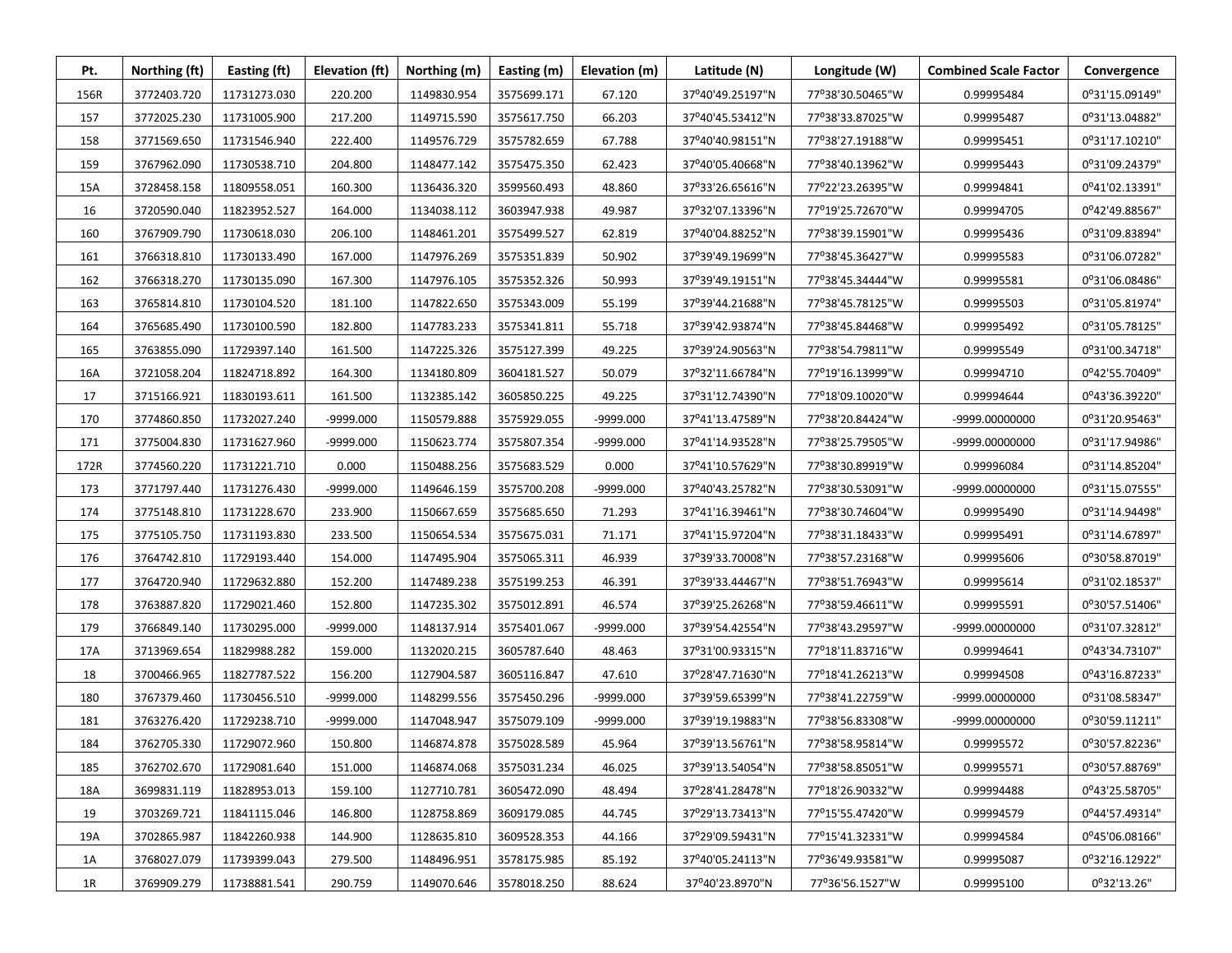| Pt. | Northing (ft) | Easting (ft) | Elevation (ft) | Northing (m) | Easting (m) | Elevation (m) | Latitude (N) | Longitude (W) | Combined Scale Factor | Convergence |
|---|---|---|---|---|---|---|---|---|---|---|
| 156R | 3772403.720 | 11731273.030 | 220.200 | 1149830.954 | 3575699.171 | 67.120 | 37°40'49.25197"N | 77°38'30.50465"W | 0.99995484 | 0°31'15.09149" |
| 157 | 3772025.230 | 11731005.900 | 217.200 | 1149715.590 | 3575617.750 | 66.203 | 37°40'45.53412"N | 77°38'33.87025"W | 0.99995487 | 0°31'13.04882" |
| 158 | 3771569.650 | 11731546.940 | 222.400 | 1149576.729 | 3575782.659 | 67.788 | 37°40'40.98151"N | 77°38'27.19188"W | 0.99995451 | 0°31'17.10210" |
| 159 | 3767962.090 | 11730538.710 | 204.800 | 1148477.142 | 3575475.350 | 62.423 | 37°40'05.40668"N | 77°38'40.13962"W | 0.99995443 | 0°31'09.24379" |
| 15A | 3728458.158 | 11809558.051 | 160.300 | 1136436.320 | 3599560.493 | 48.860 | 37°33'26.65616"N | 77°22'23.26395"W | 0.99994841 | 0°41'02.13391" |
| 16 | 3720590.040 | 11823952.527 | 164.000 | 1134038.112 | 3603947.938 | 49.987 | 37°32'07.13396"N | 77°19'25.72670"W | 0.99994705 | 0°42'49.88567" |
| 160 | 3767909.790 | 11730618.030 | 206.100 | 1148461.201 | 3575499.527 | 62.819 | 37°40'04.88252"N | 77°38'39.15901"W | 0.99995436 | 0°31'09.83894" |
| 161 | 3766318.810 | 11730133.490 | 167.000 | 1147976.269 | 3575351.839 | 50.902 | 37°39'49.19699"N | 77°38'45.36427"W | 0.99995583 | 0°31'06.07282" |
| 162 | 3766318.270 | 11730135.090 | 167.300 | 1147976.105 | 3575352.326 | 50.993 | 37°39'49.19151"N | 77°38'45.34444"W | 0.99995581 | 0°31'06.08486" |
| 163 | 3765814.810 | 11730104.520 | 181.100 | 1147822.650 | 3575343.009 | 55.199 | 37°39'44.21688"N | 77°38'45.78125"W | 0.99995503 | 0°31'05.81974" |
| 164 | 3765685.490 | 11730100.590 | 182.800 | 1147783.233 | 3575341.811 | 55.718 | 37°39'42.93874"N | 77°38'45.84468"W | 0.99995492 | 0°31'05.78125" |
| 165 | 3763855.090 | 11729397.140 | 161.500 | 1147225.326 | 3575127.399 | 49.225 | 37°39'24.90563"N | 77°38'54.79811"W | 0.99995549 | 0°31'00.34718" |
| 16A | 3721058.204 | 11824718.892 | 164.300 | 1134180.809 | 3604181.527 | 50.079 | 37°32'11.66784"N | 77°19'16.13999"W | 0.99994710 | 0°42'55.70409" |
| 17 | 3715166.921 | 11830193.611 | 161.500 | 1132385.142 | 3605850.225 | 49.225 | 37°31'12.74390"N | 77°18'09.10020"W | 0.99994644 | 0°43'36.39220" |
| 170 | 3774860.850 | 11732027.240 | -9999.000 | 1150579.888 | 3575929.055 | -9999.000 | 37°41'13.47589"N | 77°38'20.84424"W | -9999.00000000 | 0°31'20.95463" |
| 171 | 3775004.830 | 11731627.960 | -9999.000 | 1150623.774 | 3575807.354 | -9999.000 | 37°41'14.93528"N | 77°38'25.79505"W | -9999.00000000 | 0°31'17.94986" |
| 172R | 3774560.220 | 11731221.710 | 0.000 | 1150488.256 | 3575683.529 | 0.000 | 37°41'10.57629"N | 77°38'30.89919"W | 0.99996084 | 0°31'14.85204" |
| 173 | 3771797.440 | 11731276.430 | -9999.000 | 1149646.159 | 3575700.208 | -9999.000 | 37°40'43.25782"N | 77°38'30.53091"W | -9999.00000000 | 0°31'15.07555" |
| 174 | 3775148.810 | 11731228.670 | 233.900 | 1150667.659 | 3575685.650 | 71.293 | 37°41'16.39461"N | 77°38'30.74604"W | 0.99995490 | 0°31'14.94498" |
| 175 | 3775105.750 | 11731193.830 | 233.500 | 1150654.534 | 3575675.031 | 71.171 | 37°41'15.97204"N | 77°38'31.18433"W | 0.99995491 | 0°31'14.67897" |
| 176 | 3764742.810 | 11729193.440 | 154.000 | 1147495.904 | 3575065.311 | 46.939 | 37°39'33.70008"N | 77°38'57.23168"W | 0.99995606 | 0°30'58.87019" |
| 177 | 3764720.940 | 11729632.880 | 152.200 | 1147489.238 | 3575199.253 | 46.391 | 37°39'33.44467"N | 77°38'51.76943"W | 0.99995614 | 0°31'02.18537" |
| 178 | 3763887.820 | 11729021.460 | 152.800 | 1147235.302 | 3575012.891 | 46.574 | 37°39'25.26268"N | 77°38'59.46611"W | 0.99995591 | 0°30'57.51406" |
| 179 | 3766849.140 | 11730295.000 | -9999.000 | 1148137.914 | 3575401.067 | -9999.000 | 37°39'54.42554"N | 77°38'43.29597"W | -9999.00000000 | 0°31'07.32812" |
| 17A | 3713969.654 | 11829988.282 | 159.000 | 1132020.215 | 3605787.640 | 48.463 | 37°31'00.93315"N | 77°18'11.83716"W | 0.99994641 | 0°43'34.73107" |
| 18 | 3700466.965 | 11827787.522 | 156.200 | 1127904.587 | 3605116.847 | 47.610 | 37°28'47.71630"N | 77°18'41.26213"W | 0.99994508 | 0°43'16.87233" |
| 180 | 3767379.460 | 11730456.510 | -9999.000 | 1148299.556 | 3575450.296 | -9999.000 | 37°39'59.65399"N | 77°38'41.22759"W | -9999.00000000 | 0°31'08.58347" |
| 181 | 3763276.420 | 11729238.710 | -9999.000 | 1147048.947 | 3575079.109 | -9999.000 | 37°39'19.19883"N | 77°38'56.83308"W | -9999.00000000 | 0°30'59.11211" |
| 184 | 3762705.330 | 11729072.960 | 150.800 | 1146874.878 | 3575028.589 | 45.964 | 37°39'13.56761"N | 77°38'58.95814"W | 0.99995572 | 0°30'57.82236" |
| 185 | 3762702.670 | 11729081.640 | 151.000 | 1146874.068 | 3575031.234 | 46.025 | 37°39'13.54054"N | 77°38'58.85051"W | 0.99995571 | 0°30'57.88769" |
| 18A | 3699831.119 | 11828953.013 | 159.100 | 1127710.781 | 3605472.090 | 48.494 | 37°28'41.28478"N | 77°18'26.90332"W | 0.99994488 | 0°43'25.58705" |
| 19 | 3703269.721 | 11841115.046 | 146.800 | 1128758.869 | 3609179.085 | 44.745 | 37°29'13.73413"N | 77°15'55.47420"W | 0.99994579 | 0°44'57.49314" |
| 19A | 3702865.987 | 11842260.938 | 144.900 | 1128635.810 | 3609528.353 | 44.166 | 37°29'09.59431"N | 77°15'41.32331"W | 0.99994584 | 0°45'06.08166" |
| 1A | 3768027.079 | 11739399.043 | 279.500 | 1148496.951 | 3578175.985 | 85.192 | 37°40'05.24113"N | 77°36'49.93581"W | 0.99995087 | 0°32'16.12922" |
| 1R | 3769909.279 | 11738881.541 | 290.759 | 1149070.646 | 3578018.250 | 88.624 | 37°40'23.8970"N | 77°36'56.1527"W | 0.99995100 | 0°32'13.26" |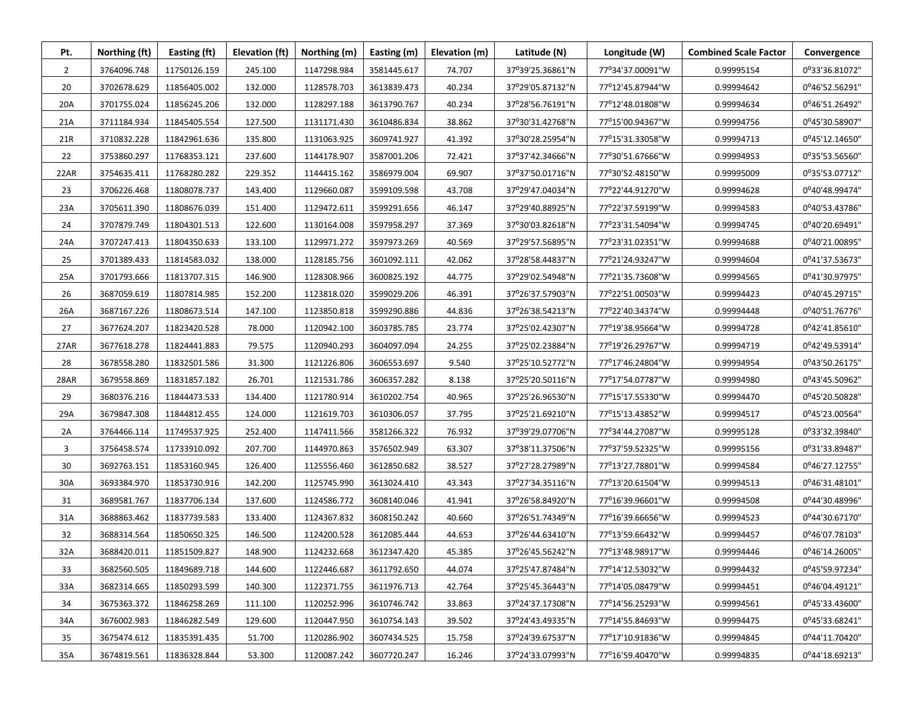| Pt. | Northing (ft) | Easting (ft) | Elevation (ft) | Northing (m) | Easting (m) | Elevation (m) | Latitude (N) | Longitude (W) | Combined Scale Factor | Convergence |
|---|---|---|---|---|---|---|---|---|---|---|
| 2 | 3764096.748 | 11750126.159 | 245.100 | 1147298.984 | 3581445.617 | 74.707 | 37°39'25.36861"N | 77°34'37.00091"W | 0.99995154 | 0°33'36.81072" |
| 20 | 3702678.629 | 11856405.002 | 132.000 | 1128578.703 | 3613839.473 | 40.234 | 37°29'05.87132"N | 77°12'45.87944"W | 0.99994642 | 0°46'52.56291" |
| 20A | 3701755.024 | 11856245.206 | 132.000 | 1128297.188 | 3613790.767 | 40.234 | 37°28'56.76191"N | 77°12'48.01808"W | 0.99994634 | 0°46'51.26492" |
| 21A | 3711184.934 | 11845405.554 | 127.500 | 1131171.430 | 3610486.834 | 38.862 | 37°30'31.42768"N | 77°15'00.94367"W | 0.99994756 | 0°45'30.58907" |
| 21R | 3710832.228 | 11842961.636 | 135.800 | 1131063.925 | 3609741.927 | 41.392 | 37°30'28.25954"N | 77°15'31.33058"W | 0.99994713 | 0°45'12.14650" |
| 22 | 3753860.297 | 11768353.121 | 237.600 | 1144178.907 | 3587001.206 | 72.421 | 37°37'42.34666"N | 77°30'51.67666"W | 0.99994953 | 0°35'53.56560" |
| 22AR | 3754635.411 | 11768280.282 | 229.352 | 1144415.162 | 3586979.004 | 69.907 | 37°37'50.01716"N | 77°30'52.48150"W | 0.99995009 | 0°35'53.07712" |
| 23 | 3706226.468 | 11808078.737 | 143.400 | 1129660.087 | 3599109.598 | 43.708 | 37°29'47.04034"N | 77°22'44.91270"W | 0.99994628 | 0°40'48.99474" |
| 23A | 3705611.390 | 11808676.039 | 151.400 | 1129472.611 | 3599291.656 | 46.147 | 37°29'40.88925"N | 77°22'37.59199"W | 0.99994583 | 0°40'53.43786" |
| 24 | 3707879.749 | 11804301.513 | 122.600 | 1130164.008 | 3597958.297 | 37.369 | 37°30'03.82618"N | 77°23'31.54094"W | 0.99994745 | 0°40'20.69491" |
| 24A | 3707247.413 | 11804350.633 | 133.100 | 1129971.272 | 3597973.269 | 40.569 | 37°29'57.56895"N | 77°23'31.02351"W | 0.99994688 | 0°40'21.00895" |
| 25 | 3701389.433 | 11814583.032 | 138.000 | 1128185.756 | 3601092.111 | 42.062 | 37°28'58.44837"N | 77°21'24.93247"W | 0.99994604 | 0°41'37.53673" |
| 25A | 3701793.666 | 11813707.315 | 146.900 | 1128308.966 | 3600825.192 | 44.775 | 37°29'02.54948"N | 77°21'35.73608"W | 0.99994565 | 0°41'30.97975" |
| 26 | 3687059.619 | 11807814.985 | 152.200 | 1123818.020 | 3599029.206 | 46.391 | 37°26'37.57903"N | 77°22'51.00503"W | 0.99994423 | 0°40'45.29715" |
| 26A | 3687167.226 | 11808673.514 | 147.100 | 1123850.818 | 3599290.886 | 44.836 | 37°26'38.54213"N | 77°22'40.34374"W | 0.99994448 | 0°40'51.76776" |
| 27 | 3677624.207 | 11823420.528 | 78.000 | 1120942.100 | 3603785.785 | 23.774 | 37°25'02.42307"N | 77°19'38.95664"W | 0.99994728 | 0°42'41.85610" |
| 27AR | 3677618.278 | 11824441.883 | 79.575 | 1120940.293 | 3604097.094 | 24.255 | 37°25'02.23884"N | 77°19'26.29767"W | 0.99994719 | 0°42'49.53914" |
| 28 | 3678558.280 | 11832501.586 | 31.300 | 1121226.806 | 3606553.697 | 9.540 | 37°25'10.52772"N | 77°17'46.24804"W | 0.99994954 | 0°43'50.26175" |
| 28AR | 3679558.869 | 11831857.182 | 26.701 | 1121531.786 | 3606357.282 | 8.138 | 37°25'20.50116"N | 77°17'54.07787"W | 0.99994980 | 0°43'45.50962" |
| 29 | 3680376.216 | 11844473.533 | 134.400 | 1121780.914 | 3610202.754 | 40.965 | 37°25'26.96530"N | 77°15'17.55330"W | 0.99994470 | 0°45'20.50828" |
| 29A | 3679847.308 | 11844812.455 | 124.000 | 1121619.703 | 3610306.057 | 37.795 | 37°25'21.69210"N | 77°15'13.43852"W | 0.99994517 | 0°45'23.00564" |
| 2A | 3764466.114 | 11749537.925 | 252.400 | 1147411.566 | 3581266.322 | 76.932 | 37°39'29.07706"N | 77°34'44.27087"W | 0.99995128 | 0°33'32.39840" |
| 3 | 3756458.574 | 11733910.092 | 207.700 | 1144970.863 | 3576502.949 | 63.307 | 37°38'11.37506"N | 77°37'59.52325"W | 0.99995156 | 0°31'33.89487" |
| 30 | 3692763.151 | 11853160.945 | 126.400 | 1125556.460 | 3612850.682 | 38.527 | 37°27'28.27989"N | 77°13'27.78801"W | 0.99994584 | 0°46'27.12755" |
| 30A | 3693384.970 | 11853730.916 | 142.200 | 1125745.990 | 3613024.410 | 43.343 | 37°27'34.35116"N | 77°13'20.61504"W | 0.99994513 | 0°46'31.48101" |
| 31 | 3689581.767 | 11837706.134 | 137.600 | 1124586.772 | 3608140.046 | 41.941 | 37°26'58.84920"N | 77°16'39.96601"W | 0.99994508 | 0°44'30.48996" |
| 31A | 3688863.462 | 11837739.583 | 133.400 | 1124367.832 | 3608150.242 | 40.660 | 37°26'51.74349"N | 77°16'39.66656"W | 0.99994523 | 0°44'30.67170" |
| 32 | 3688314.564 | 11850650.325 | 146.500 | 1124200.528 | 3612085.444 | 44.653 | 37°26'44.63410"N | 77°13'59.66432"W | 0.99994457 | 0°46'07.78103" |
| 32A | 3688420.011 | 11851509.827 | 148.900 | 1124232.668 | 3612347.420 | 45.385 | 37°26'45.56242"N | 77°13'48.98917"W | 0.99994446 | 0°46'14.26005" |
| 33 | 3682560.505 | 11849689.718 | 144.600 | 1122446.687 | 3611792.650 | 44.074 | 37°25'47.87484"N | 77°14'12.53032"W | 0.99994432 | 0°45'59.97234" |
| 33A | 3682314.665 | 11850293.599 | 140.300 | 1122371.755 | 3611976.713 | 42.764 | 37°25'45.36443"N | 77°14'05.08479"W | 0.99994451 | 0°46'04.49121" |
| 34 | 3675363.372 | 11846258.269 | 111.100 | 1120252.996 | 3610746.742 | 33.863 | 37°24'37.17308"N | 77°14'56.25293"W | 0.99994561 | 0°45'33.43600" |
| 34A | 3676002.983 | 11846282.549 | 129.600 | 1120447.950 | 3610754.143 | 39.502 | 37°24'43.49335"N | 77°14'55.84693"W | 0.99994475 | 0°45'33.68241" |
| 35 | 3675474.612 | 11835391.435 | 51.700 | 1120286.902 | 3607434.525 | 15.758 | 37°24'39.67537"N | 77°17'10.91836"W | 0.99994845 | 0°44'11.70420" |
| 35A | 3674819.561 | 11836328.844 | 53.300 | 1120087.242 | 3607720.247 | 16.246 | 37°24'33.07993"N | 77°16'59.40470"W | 0.99994835 | 0°44'18.69213" |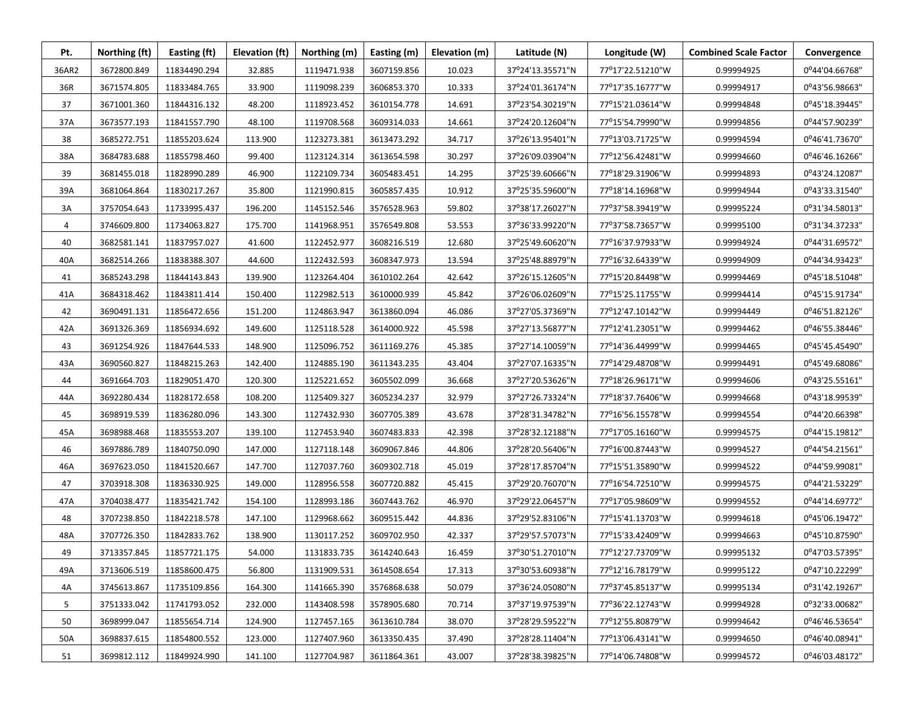| Pt. | Northing (ft) | Easting (ft) | Elevation (ft) | Northing (m) | Easting (m) | Elevation (m) | Latitude (N) | Longitude (W) | Combined Scale Factor | Convergence |
|---|---|---|---|---|---|---|---|---|---|---|
| 36AR2 | 3672800.849 | 11834490.294 | 32.885 | 1119471.938 | 3607159.856 | 10.023 | 37°24'13.35571"N | 77°17'22.51210"W | 0.99994925 | 0°44'04.66768" |
| 36R | 3671574.805 | 11833484.765 | 33.900 | 1119098.239 | 3606853.370 | 10.333 | 37°24'01.36174"N | 77°17'35.16777"W | 0.99994917 | 0°43'56.98663" |
| 37 | 3671001.360 | 11844316.132 | 48.200 | 1118923.452 | 3610154.778 | 14.691 | 37°23'54.30219"N | 77°15'21.03614"W | 0.99994848 | 0°45'18.39445" |
| 37A | 3673577.193 | 11841557.790 | 48.100 | 1119708.568 | 3609314.033 | 14.661 | 37°24'20.12604"N | 77°15'54.79990"W | 0.99994856 | 0°44'57.90239" |
| 38 | 3685272.751 | 11855203.624 | 113.900 | 1123273.381 | 3613473.292 | 34.717 | 37°26'13.95401"N | 77°13'03.71725"W | 0.99994594 | 0°46'41.73670" |
| 38A | 3684783.688 | 11855798.460 | 99.400 | 1123124.314 | 3613654.598 | 30.297 | 37°26'09.03904"N | 77°12'56.42481"W | 0.99994660 | 0°46'46.16266" |
| 39 | 3681455.018 | 11828990.289 | 46.900 | 1122109.734 | 3605483.451 | 14.295 | 37°25'39.60666"N | 77°18'29.31906"W | 0.99994893 | 0°43'24.12087" |
| 39A | 3681064.864 | 11830217.267 | 35.800 | 1121990.815 | 3605857.435 | 10.912 | 37°25'35.59600"N | 77°18'14.16968"W | 0.99994944 | 0°43'33.31540" |
| 3A | 3757054.643 | 11733995.437 | 196.200 | 1145152.546 | 3576528.963 | 59.802 | 37°38'17.26027"N | 77°37'58.39419"W | 0.99995224 | 0°31'34.58013" |
| 4 | 3746609.800 | 11734063.827 | 175.700 | 1141968.951 | 3576549.808 | 53.553 | 37°36'33.99220"N | 77°37'58.73657"W | 0.99995100 | 0°31'34.37233" |
| 40 | 3682581.141 | 11837957.027 | 41.600 | 1122452.977 | 3608216.519 | 12.680 | 37°25'49.60620"N | 77°16'37.97933"W | 0.99994924 | 0°44'31.69572" |
| 40A | 3682514.266 | 11838388.307 | 44.600 | 1122432.593 | 3608347.973 | 13.594 | 37°25'48.88979"N | 77°16'32.64339"W | 0.99994909 | 0°44'34.93423" |
| 41 | 3685243.298 | 11844143.843 | 139.900 | 1123264.404 | 3610102.264 | 42.642 | 37°26'15.12605"N | 77°15'20.84498"W | 0.99994469 | 0°45'18.51048" |
| 41A | 3684318.462 | 11843811.414 | 150.400 | 1122982.513 | 3610000.939 | 45.842 | 37°26'06.02609"N | 77°15'25.11755"W | 0.99994414 | 0°45'15.91734" |
| 42 | 3690491.131 | 11856472.656 | 151.200 | 1124863.947 | 3613860.094 | 46.086 | 37°27'05.37369"N | 77°12'47.10142"W | 0.99994449 | 0°46'51.82126" |
| 42A | 3691326.369 | 11856934.692 | 149.600 | 1125118.528 | 3614000.922 | 45.598 | 37°27'13.56877"N | 77°12'41.23051"W | 0.99994462 | 0°46'55.38446" |
| 43 | 3691254.926 | 11847644.533 | 148.900 | 1125096.752 | 3611169.276 | 45.385 | 37°27'14.10059"N | 77°14'36.44999"W | 0.99994465 | 0°45'45.45490" |
| 43A | 3690560.827 | 11848215.263 | 142.400 | 1124885.190 | 3611343.235 | 43.404 | 37°27'07.16335"N | 77°14'29.48708"W | 0.99994491 | 0°45'49.68086" |
| 44 | 3691664.703 | 11829051.470 | 120.300 | 1125221.652 | 3605502.099 | 36.668 | 37°27'20.53626"N | 77°18'26.96171"W | 0.99994606 | 0°43'25.55161" |
| 44A | 3692280.434 | 11828172.658 | 108.200 | 1125409.327 | 3605234.237 | 32.979 | 37°27'26.73324"N | 77°18'37.76406"W | 0.99994668 | 0°43'18.99539" |
| 45 | 3698919.539 | 11836280.096 | 143.300 | 1127432.930 | 3607705.389 | 43.678 | 37°28'31.34782"N | 77°16'56.15578"W | 0.99994554 | 0°44'20.66398" |
| 45A | 3698988.468 | 11835553.207 | 139.100 | 1127453.940 | 3607483.833 | 42.398 | 37°28'32.12188"N | 77°17'05.16160"W | 0.99994575 | 0°44'15.19812" |
| 46 | 3697886.789 | 11840750.090 | 147.000 | 1127118.148 | 3609067.846 | 44.806 | 37°28'20.56406"N | 77°16'00.87443"W | 0.99994527 | 0°44'54.21561" |
| 46A | 3697623.050 | 11841520.667 | 147.700 | 1127037.760 | 3609302.718 | 45.019 | 37°28'17.85704"N | 77°15'51.35890"W | 0.99994522 | 0°44'59.99081" |
| 47 | 3703918.308 | 11836330.925 | 149.000 | 1128956.558 | 3607720.882 | 45.415 | 37°29'20.76070"N | 77°16'54.72510"W | 0.99994575 | 0°44'21.53229" |
| 47A | 3704038.477 | 11835421.742 | 154.100 | 1128993.186 | 3607443.762 | 46.970 | 37°29'22.06457"N | 77°17'05.98609"W | 0.99994552 | 0°44'14.69772" |
| 48 | 3707238.850 | 11842218.578 | 147.100 | 1129968.662 | 3609515.442 | 44.836 | 37°29'52.83106"N | 77°15'41.13703"W | 0.99994618 | 0°45'06.19472" |
| 48A | 3707726.350 | 11842833.762 | 138.900 | 1130117.252 | 3609702.950 | 42.337 | 37°29'57.57073"N | 77°15'33.42409"W | 0.99994663 | 0°45'10.87590" |
| 49 | 3713357.845 | 11857721.175 | 54.000 | 1131833.735 | 3614240.643 | 16.459 | 37°30'51.27010"N | 77°12'27.73709"W | 0.99995132 | 0°47'03.57395" |
| 49A | 3713606.519 | 11858600.475 | 56.800 | 1131909.531 | 3614508.654 | 17.313 | 37°30'53.60938"N | 77°12'16.78179"W | 0.99995122 | 0°47'10.22299" |
| 4A | 3745613.867 | 11735109.856 | 164.300 | 1141665.390 | 3576868.638 | 50.079 | 37°36'24.05080"N | 77°37'45.85137"W | 0.99995134 | 0°31'42.19267" |
| 5 | 3751333.042 | 11741793.052 | 232.000 | 1143408.598 | 3578905.680 | 70.714 | 37°37'19.97539"N | 77°36'22.12743"W | 0.99994928 | 0°32'33.00682" |
| 50 | 3698999.047 | 11855654.714 | 124.900 | 1127457.165 | 3613610.784 | 38.070 | 37°28'29.59522"N | 77°12'55.80879"W | 0.99994642 | 0°46'46.53654" |
| 50A | 3698837.615 | 11854800.552 | 123.000 | 1127407.960 | 3613350.435 | 37.490 | 37°28'28.11404"N | 77°13'06.43141"W | 0.99994650 | 0°46'40.08941" |
| 51 | 3699812.112 | 11849924.990 | 141.100 | 1127704.987 | 3611864.361 | 43.007 | 37°28'38.39825"N | 77°14'06.74808"W | 0.99994572 | 0°46'03.48172" |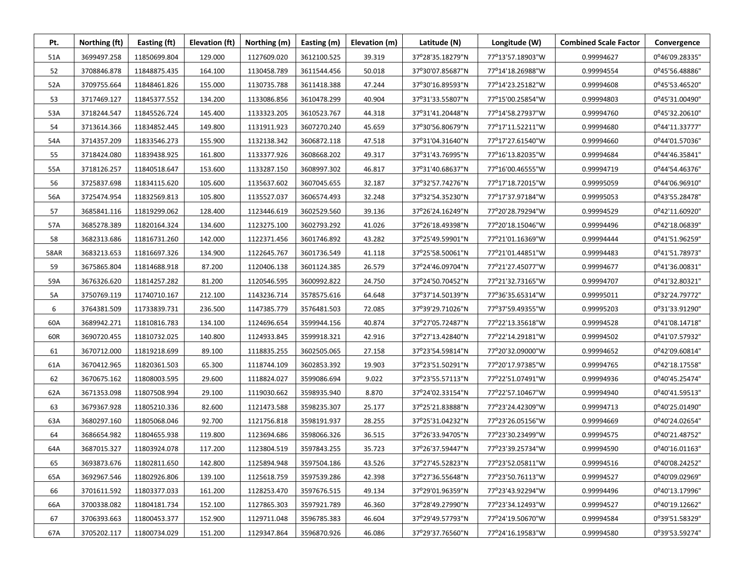| Pt. | Northing (ft) | Easting (ft) | Elevation (ft) | Northing (m) | Easting (m) | Elevation (m) | Latitude (N) | Longitude (W) | Combined Scale Factor | Convergence |
|---|---|---|---|---|---|---|---|---|---|---|
| 51A | 3699497.258 | 11850699.804 | 129.000 | 1127609.020 | 3612100.525 | 39.319 | 37°28'35.18279"N | 77°13'57.18903"W | 0.99994627 | 0°46'09.28335" |
| 52 | 3708846.878 | 11848875.435 | 164.100 | 1130458.789 | 3611544.456 | 50.018 | 37°30'07.85687"N | 77°14'18.26988"W | 0.99994554 | 0°45'56.48886" |
| 52A | 3709755.664 | 11848461.826 | 155.000 | 1130735.788 | 3611418.388 | 47.244 | 37°30'16.89593"N | 77°14'23.25182"W | 0.99994608 | 0°45'53.46520" |
| 53 | 3717469.127 | 11845377.552 | 134.200 | 1133086.856 | 3610478.299 | 40.904 | 37°31'33.55807"N | 77°15'00.25854"W | 0.99994803 | 0°45'31.00490" |
| 53A | 3718244.547 | 11845526.724 | 145.400 | 1133323.205 | 3610523.767 | 44.318 | 37°31'41.20448"N | 77°14'58.27937"W | 0.99994760 | 0°45'32.20610" |
| 54 | 3713614.366 | 11834852.445 | 149.800 | 1131911.923 | 3607270.240 | 45.659 | 37°30'56.80679"N | 77°17'11.52211"W | 0.99994680 | 0°44'11.33777" |
| 54A | 3714357.209 | 11833546.273 | 155.900 | 1132138.342 | 3606872.118 | 47.518 | 37°31'04.31640"N | 77°17'27.61540"W | 0.99994660 | 0°44'01.57036" |
| 55 | 3718424.080 | 11839438.925 | 161.800 | 1133377.926 | 3608668.202 | 49.317 | 37°31'43.76995"N | 77°16'13.82035"W | 0.99994684 | 0°44'46.35841" |
| 55A | 3718126.257 | 11840518.647 | 153.600 | 1133287.150 | 3608997.302 | 46.817 | 37°31'40.68637"N | 77°16'00.46555"W | 0.99994719 | 0°44'54.46376" |
| 56 | 3725837.698 | 11834115.620 | 105.600 | 1135637.602 | 3607045.655 | 32.187 | 37°32'57.74276"N | 77°17'18.72015"W | 0.99995059 | 0°44'06.96910" |
| 56A | 3725474.954 | 11832569.813 | 105.800 | 1135527.037 | 3606574.493 | 32.248 | 37°32'54.35230"N | 77°17'37.97184"W | 0.99995053 | 0°43'55.28478" |
| 57 | 3685841.116 | 11819299.062 | 128.400 | 1123446.619 | 3602529.560 | 39.136 | 37°26'24.16249"N | 77°20'28.79294"W | 0.99994529 | 0°42'11.60920" |
| 57A | 3685278.389 | 11820164.324 | 134.600 | 1123275.100 | 3602793.292 | 41.026 | 37°26'18.49398"N | 77°20'18.15046"W | 0.99994496 | 0°42'18.06839" |
| 58 | 3682313.686 | 11816731.260 | 142.000 | 1122371.456 | 3601746.892 | 43.282 | 37°25'49.59901"N | 77°21'01.16369"W | 0.99994444 | 0°41'51.96259" |
| 58AR | 3683213.653 | 11816697.326 | 134.900 | 1122645.767 | 3601736.549 | 41.118 | 37°25'58.50061"N | 77°21'01.44851"W | 0.99994483 | 0°41'51.78973" |
| 59 | 3675865.804 | 11814688.918 | 87.200 | 1120406.138 | 3601124.385 | 26.579 | 37°24'46.09704"N | 77°21'27.45077"W | 0.99994677 | 0°41'36.00831" |
| 59A | 3676326.620 | 11814257.282 | 81.200 | 1120546.595 | 3600992.822 | 24.750 | 37°24'50.70452"N | 77°21'32.73165"W | 0.99994707 | 0°41'32.80321" |
| 5A | 3750769.119 | 11740710.167 | 212.100 | 1143236.714 | 3578575.616 | 64.648 | 37°37'14.50139"N | 77°36'35.65314"W | 0.99995011 | 0°32'24.79772" |
| 6 | 3764381.509 | 11733839.731 | 236.500 | 1147385.779 | 3576481.503 | 72.085 | 37°39'29.71026"N | 77°37'59.49355"W | 0.99995203 | 0°31'33.91290" |
| 60A | 3689942.271 | 11810816.783 | 134.100 | 1124696.654 | 3599944.156 | 40.874 | 37°27'05.72487"N | 77°22'13.35618"W | 0.99994528 | 0°41'08.14718" |
| 60R | 3690720.455 | 11810732.025 | 140.800 | 1124933.845 | 3599918.321 | 42.916 | 37°27'13.42840"N | 77°22'14.29181"W | 0.99994502 | 0°41'07.57932" |
| 61 | 3670712.000 | 11819218.699 | 89.100 | 1118835.255 | 3602505.065 | 27.158 | 37°23'54.59814"N | 77°20'32.09000"W | 0.99994652 | 0°42'09.60814" |
| 61A | 3670412.965 | 11820361.503 | 65.300 | 1118744.109 | 3602853.392 | 19.903 | 37°23'51.50291"N | 77°20'17.97385"W | 0.99994765 | 0°42'18.17558" |
| 62 | 3670675.162 | 11808003.595 | 29.600 | 1118824.027 | 3599086.694 | 9.022 | 37°23'55.57113"N | 77°22'51.07491"W | 0.99994936 | 0°40'45.25474" |
| 62A | 3671353.098 | 11807508.994 | 29.100 | 1119030.662 | 3598935.940 | 8.870 | 37°24'02.33154"N | 77°22'57.10467"W | 0.99994940 | 0°40'41.59513" |
| 63 | 3679367.928 | 11805210.336 | 82.600 | 1121473.588 | 3598235.307 | 25.177 | 37°25'21.83888"N | 77°23'24.42309"W | 0.99994713 | 0°40'25.01490" |
| 63A | 3680297.160 | 11805068.046 | 92.700 | 1121756.818 | 3598191.937 | 28.255 | 37°25'31.04232"N | 77°23'26.05156"W | 0.99994669 | 0°40'24.02654" |
| 64 | 3686654.982 | 11804655.938 | 119.800 | 1123694.686 | 3598066.326 | 36.515 | 37°26'33.94705"N | 77°23'30.23499"W | 0.99994575 | 0°40'21.48752" |
| 64A | 3687015.327 | 11803924.078 | 117.200 | 1123804.519 | 3597843.255 | 35.723 | 37°26'37.59447"N | 77°23'39.25734"W | 0.99994590 | 0°40'16.01163" |
| 65 | 3693873.676 | 11802811.650 | 142.800 | 1125894.948 | 3597504.186 | 43.526 | 37°27'45.52823"N | 77°23'52.05811"W | 0.99994516 | 0°40'08.24252" |
| 65A | 3692967.546 | 11802926.806 | 139.100 | 1125618.759 | 3597539.286 | 42.398 | 37°27'36.55648"N | 77°23'50.76113"W | 0.99994527 | 0°40'09.02969" |
| 66 | 3701611.592 | 11803377.033 | 161.200 | 1128253.470 | 3597676.515 | 49.134 | 37°29'01.96359"N | 77°23'43.92294"W | 0.99994496 | 0°40'13.17996" |
| 66A | 3700338.082 | 11804181.734 | 152.100 | 1127865.303 | 3597921.789 | 46.360 | 37°28'49.27990"N | 77°23'34.12493"W | 0.99994527 | 0°40'19.12662" |
| 67 | 3706393.663 | 11800453.377 | 152.900 | 1129711.048 | 3596785.383 | 46.604 | 37°29'49.57793"N | 77°24'19.50670"W | 0.99994584 | 0°39'51.58329" |
| 67A | 3705202.117 | 11800734.029 | 151.200 | 1129347.864 | 3596870.926 | 46.086 | 37°29'37.76560"N | 77°24'16.19583"W | 0.99994580 | 0°39'53.59274" |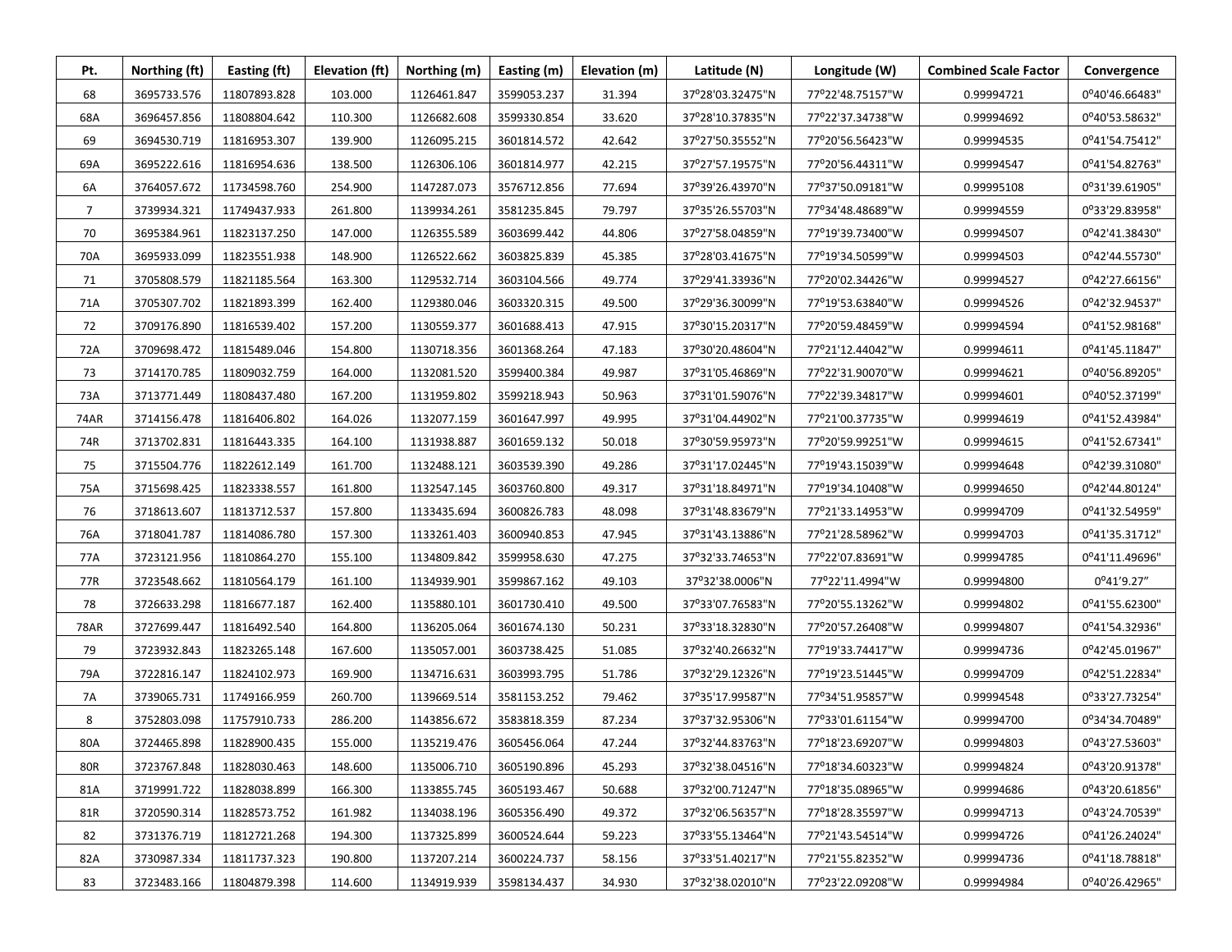| Pt. | Northing (ft) | Easting (ft) | Elevation (ft) | Northing (m) | Easting (m) | Elevation (m) | Latitude (N) | Longitude (W) | Combined Scale Factor | Convergence |
|---|---|---|---|---|---|---|---|---|---|---|
| 68 | 3695733.576 | 11807893.828 | 103.000 | 1126461.847 | 3599053.237 | 31.394 | 37°28'03.32475"N | 77°22'48.75157"W | 0.99994721 | 0°40'46.66483" |
| 68A | 3696457.856 | 11808804.642 | 110.300 | 1126682.608 | 3599330.854 | 33.620 | 37°28'10.37835"N | 77°22'37.34738"W | 0.99994692 | 0°40'53.58632" |
| 69 | 3694530.719 | 11816953.307 | 139.900 | 1126095.215 | 3601814.572 | 42.642 | 37°27'50.35552"N | 77°20'56.56423"W | 0.99994535 | 0°41'54.75412" |
| 69A | 3695222.616 | 11816954.636 | 138.500 | 1126306.106 | 3601814.977 | 42.215 | 37°27'57.19575"N | 77°20'56.44311"W | 0.99994547 | 0°41'54.82763" |
| 6A | 3764057.672 | 11734598.760 | 254.900 | 1147287.073 | 3576712.856 | 77.694 | 37°39'26.43970"N | 77°37'50.09181"W | 0.99995108 | 0°31'39.61905" |
| 7 | 3739934.321 | 11749437.933 | 261.800 | 1139934.261 | 3581235.845 | 79.797 | 37°35'26.55703"N | 77°34'48.48689"W | 0.99994559 | 0°33'29.83958" |
| 70 | 3695384.961 | 11823137.250 | 147.000 | 1126355.589 | 3603699.442 | 44.806 | 37°27'58.04859"N | 77°19'39.73400"W | 0.99994507 | 0°42'41.38430" |
| 70A | 3695933.099 | 11823551.938 | 148.900 | 1126522.662 | 3603825.839 | 45.385 | 37°28'03.41675"N | 77°19'34.50599"W | 0.99994503 | 0°42'44.55730" |
| 71 | 3705808.579 | 11821185.564 | 163.300 | 1129532.714 | 3603104.566 | 49.774 | 37°29'41.33936"N | 77°20'02.34426"W | 0.99994527 | 0°42'27.66156" |
| 71A | 3705307.702 | 11821893.399 | 162.400 | 1129380.046 | 3603320.315 | 49.500 | 37°29'36.30099"N | 77°19'53.63840"W | 0.99994526 | 0°42'32.94537" |
| 72 | 3709176.890 | 11816539.402 | 157.200 | 1130559.377 | 3601688.413 | 47.915 | 37°30'15.20317"N | 77°20'59.48459"W | 0.99994594 | 0°41'52.98168" |
| 72A | 3709698.472 | 11815489.046 | 154.800 | 1130718.356 | 3601368.264 | 47.183 | 37°30'20.48604"N | 77°21'12.44042"W | 0.99994611 | 0°41'45.11847" |
| 73 | 3714170.785 | 11809032.759 | 164.000 | 1132081.520 | 3599400.384 | 49.987 | 37°31'05.46869"N | 77°22'31.90070"W | 0.99994621 | 0°40'56.89205" |
| 73A | 3713771.449 | 11808437.480 | 167.200 | 1131959.802 | 3599218.943 | 50.963 | 37°31'01.59076"N | 77°22'39.34817"W | 0.99994601 | 0°40'52.37199" |
| 74AR | 3714156.478 | 11816406.802 | 164.026 | 1132077.159 | 3601647.997 | 49.995 | 37°31'04.44902"N | 77°21'00.37735"W | 0.99994619 | 0°41'52.43984" |
| 74R | 3713702.831 | 11816443.335 | 164.100 | 1131938.887 | 3601659.132 | 50.018 | 37°30'59.95973"N | 77°20'59.99251"W | 0.99994615 | 0°41'52.67341" |
| 75 | 3715504.776 | 11822612.149 | 161.700 | 1132488.121 | 3603539.390 | 49.286 | 37°31'17.02445"N | 77°19'43.15039"W | 0.99994648 | 0°42'39.31080" |
| 75A | 3715698.425 | 11823338.557 | 161.800 | 1132547.145 | 3603760.800 | 49.317 | 37°31'18.84971"N | 77°19'34.10408"W | 0.99994650 | 0°42'44.80124" |
| 76 | 3718613.607 | 11813712.537 | 157.800 | 1133435.694 | 3600826.783 | 48.098 | 37°31'48.83679"N | 77°21'33.14953"W | 0.99994709 | 0°41'32.54959" |
| 76A | 3718041.787 | 11814086.780 | 157.300 | 1133261.403 | 3600940.853 | 47.945 | 37°31'43.13886"N | 77°21'28.58962"W | 0.99994703 | 0°41'35.31712" |
| 77A | 3723121.956 | 11810864.270 | 155.100 | 1134809.842 | 3599958.630 | 47.275 | 37°32'33.74653"N | 77°22'07.83691"W | 0.99994785 | 0°41'11.49696" |
| 77R | 3723548.662 | 11810564.179 | 161.100 | 1134939.901 | 3599867.162 | 49.103 | 37°32'38.0006"N | 77°22'11.4994"W | 0.99994800 | 0°41'9.27" |
| 78 | 3726633.298 | 11816677.187 | 162.400 | 1135880.101 | 3601730.410 | 49.500 | 37°33'07.76583"N | 77°20'55.13262"W | 0.99994802 | 0°41'55.62300" |
| 78AR | 3727699.447 | 11816492.540 | 164.800 | 1136205.064 | 3601674.130 | 50.231 | 37°33'18.32830"N | 77°20'57.26408"W | 0.99994807 | 0°41'54.32936" |
| 79 | 3723932.843 | 11823265.148 | 167.600 | 1135057.001 | 3603738.425 | 51.085 | 37°32'40.26632"N | 77°19'33.74417"W | 0.99994736 | 0°42'45.01967" |
| 79A | 3722816.147 | 11824102.973 | 169.900 | 1134716.631 | 3603993.795 | 51.786 | 37°32'29.12326"N | 77°19'23.51445"W | 0.99994709 | 0°42'51.22834" |
| 7A | 3739065.731 | 11749166.959 | 260.700 | 1139669.514 | 3581153.252 | 79.462 | 37°35'17.99587"N | 77°34'51.95857"W | 0.99994548 | 0°33'27.73254" |
| 8 | 3752803.098 | 11757910.733 | 286.200 | 1143856.672 | 3583818.359 | 87.234 | 37°37'32.95306"N | 77°33'01.61154"W | 0.99994700 | 0°34'34.70489" |
| 80A | 3724465.898 | 11828900.435 | 155.000 | 1135219.476 | 3605456.064 | 47.244 | 37°32'44.83763"N | 77°18'23.69207"W | 0.99994803 | 0°43'27.53603" |
| 80R | 3723767.848 | 11828030.463 | 148.600 | 1135006.710 | 3605190.896 | 45.293 | 37°32'38.04516"N | 77°18'34.60323"W | 0.99994824 | 0°43'20.91378" |
| 81A | 3719991.722 | 11828038.899 | 166.300 | 1133855.745 | 3605193.467 | 50.688 | 37°32'00.71247"N | 77°18'35.08965"W | 0.99994686 | 0°43'20.61856" |
| 81R | 3720590.314 | 11828573.752 | 161.982 | 1134038.196 | 3605356.490 | 49.372 | 37°32'06.56357"N | 77°18'28.35597"W | 0.99994713 | 0°43'24.70539" |
| 82 | 3731376.719 | 11812721.268 | 194.300 | 1137325.899 | 3600524.644 | 59.223 | 37°33'55.13464"N | 77°21'43.54514"W | 0.99994726 | 0°41'26.24024" |
| 82A | 3730987.334 | 11811737.323 | 190.800 | 1137207.214 | 3600224.737 | 58.156 | 37°33'51.40217"N | 77°21'55.82352"W | 0.99994736 | 0°41'18.78818" |
| 83 | 3723483.166 | 11804879.398 | 114.600 | 1134919.939 | 3598134.437 | 34.930 | 37°32'38.02010"N | 77°23'22.09208"W | 0.99994984 | 0°40'26.42965" |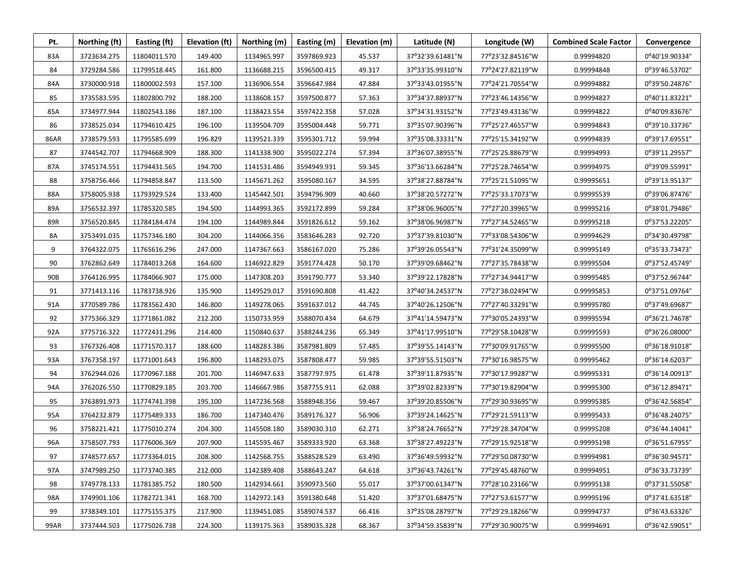| Pt. | Northing (ft) | Easting (ft) | Elevation (ft) | Northing (m) | Easting (m) | Elevation (m) | Latitude (N) | Longitude (W) | Combined Scale Factor | Convergence |
|---|---|---|---|---|---|---|---|---|---|---|
| 83A | 3723634.275 | 11804011.570 | 149.400 | 1134965.997 | 3597869.923 | 45.537 | 37°32'39.61481"N | 77°23'32.84516"W | 0.99994820 | 0°40'19.90334" |
| 84 | 3729284.586 | 11799518.445 | 161.800 | 1136688.215 | 3596500.415 | 49.317 | 37°33'35.99310"N | 77°24'27.82119"W | 0.99994848 | 0°39'46.53702" |
| 84A | 3730000.918 | 11800002.593 | 157.100 | 1136906.554 | 3596647.984 | 47.884 | 37°33'43.01955"N | 77°24'21.70554"W | 0.99994882 | 0°39'50.24876" |
| 85 | 3735583.595 | 11802800.792 | 188.200 | 1138608.157 | 3597500.877 | 57.363 | 37°34'37.88937"N | 77°23'46.14356"W | 0.99994827 | 0°40'11.83221" |
| 85A | 3734977.944 | 11802543.186 | 187.100 | 1138423.554 | 3597422.358 | 57.028 | 37°34'31.93152"N | 77°23'49.43136"W | 0.99994822 | 0°40'09.83676" |
| 86 | 3738525.034 | 11794610.425 | 196.100 | 1139504.709 | 3595004.448 | 59.771 | 37°35'07.90396"N | 77°25'27.46557"W | 0.99994843 | 0°39'10.33736" |
| 86AR | 3738579.593 | 11795585.699 | 196.829 | 1139521.339 | 3595301.712 | 59.994 | 37°35'08.33331"N | 77°25'15.34192"W | 0.99994839 | 0°39'17.69551" |
| 87 | 3744542.707 | 11794668.909 | 188.300 | 1141338.900 | 3595022.274 | 57.394 | 37°36'07.38955"N | 77°25'25.88679"W | 0.99994993 | 0°39'11.29557" |
| 87A | 3745174.551 | 11794431.565 | 194.700 | 1141531.486 | 3594949.931 | 59.345 | 37°36'13.66284"N | 77°25'28.74654"W | 0.99994975 | 0°39'09.55991" |
| 88 | 3758756.466 | 11794858.847 | 113.500 | 1145671.262 | 3595080.167 | 34.595 | 37°38'27.88784"N | 77°25'21.51095"W | 0.99995651 | 0°39'13.95137" |
| 88A | 3758005.938 | 11793929.524 | 133.400 | 1145442.501 | 3594796.909 | 40.660 | 37°38'20.57272"N | 77°25'33.17073"W | 0.99995539 | 0°39'06.87476" |
| 89A | 3756532.397 | 11785320.585 | 194.500 | 1144993.365 | 3592172.899 | 59.284 | 37°38'06.96005"N | 77°27'20.39965"W | 0.99995216 | 0°38'01.79486" |
| 89R | 3756520.845 | 11784184.474 | 194.100 | 1144989.844 | 3591826.612 | 59.162 | 37°38'06.96987"N | 77°27'34.52465"W | 0.99995218 | 0°37'53.22205" |
| 8A | 3753491.035 | 11757346.180 | 304.200 | 1144066.356 | 3583646.283 | 92.720 | 37°37'39.81030"N | 77°33'08.54306"W | 0.99994629 | 0°34'30.49798" |
| 9 | 3764322.075 | 11765616.296 | 247.000 | 1147367.663 | 3586167.020 | 75.286 | 37°39'26.05543"N | 77°31'24.35099"W | 0.99995149 | 0°35'33.73473" |
| 90 | 3762862.649 | 11784013.268 | 164.600 | 1146922.829 | 3591774.428 | 50.170 | 37°39'09.68462"N | 77°27'35.78438"W | 0.99995504 | 0°37'52.45749" |
| 90B | 3764126.995 | 11784066.907 | 175.000 | 1147308.203 | 3591790.777 | 53.340 | 37°39'22.17828"N | 77°27'34.94417"W | 0.99995485 | 0°37'52.96744" |
| 91 | 3771413.116 | 11783738.926 | 135.900 | 1149529.017 | 3591690.808 | 41.422 | 37°40'34.24537"N | 77°27'38.02494"W | 0.99995853 | 0°37'51.09764" |
| 91A | 3770589.786 | 11783562.430 | 146.800 | 1149278.065 | 3591637.012 | 44.745 | 37°40'26.12506"N | 77°27'40.33291"W | 0.99995780 | 0°37'49.69687" |
| 92 | 3775366.329 | 11771861.082 | 212.200 | 1150733.959 | 3588070.434 | 64.679 | 37°41'14.59473"N | 77°30'05.24393"W | 0.99995594 | 0°36'21.74678" |
| 92A | 3775716.322 | 11772431.296 | 214.400 | 1150840.637 | 3588244.236 | 65.349 | 37°41'17.99510"N | 77°29'58.10428"W | 0.99995593 | 0°36'26.08000" |
| 93 | 3767326.408 | 11771570.317 | 188.600 | 1148283.386 | 3587981.809 | 57.485 | 37°39'55.14143"N | 77°30'09.91765"W | 0.99995500 | 0°36'18.91018" |
| 93A | 3767358.197 | 11771001.643 | 196.800 | 1148293.075 | 3587808.477 | 59.985 | 37°39'55.51503"N | 77°30'16.98575"W | 0.99995462 | 0°36'14.62037" |
| 94 | 3762944.026 | 11770967.188 | 201.700 | 1146947.633 | 3587797.975 | 61.478 | 37°39'11.87935"N | 77°30'17.99287"W | 0.99995331 | 0°36'14.00913" |
| 94A | 3762026.550 | 11770829.185 | 203.700 | 1146667.986 | 3587755.911 | 62.088 | 37°39'02.82339"N | 77°30'19.82904"W | 0.99995300 | 0°36'12.89471" |
| 95 | 3763891.973 | 11774741.398 | 195.100 | 1147236.568 | 3588948.356 | 59.467 | 37°39'20.85506"N | 77°29'30.93695"W | 0.99995385 | 0°36'42.56854" |
| 95A | 3764232.879 | 11775489.333 | 186.700 | 1147340.476 | 3589176.327 | 56.906 | 37°39'24.14625"N | 77°29'21.59113"W | 0.99995433 | 0°36'48.24075" |
| 96 | 3758221.421 | 11775010.274 | 204.300 | 1145508.180 | 3589030.310 | 62.271 | 37°38'24.76652"N | 77°29'28.34704"W | 0.99995208 | 0°36'44.14041" |
| 96A | 3758507.793 | 11776006.369 | 207.900 | 1145595.467 | 3589333.920 | 63.368 | 37°38'27.49223"N | 77°29'15.92518"W | 0.99995198 | 0°36'51.67955" |
| 97 | 3748577.657 | 11773364.015 | 208.300 | 1142568.755 | 3588528.529 | 63.490 | 37°36'49.59932"N | 77°29'50.08730"W | 0.99994981 | 0°36'30.94571" |
| 97A | 3747989.250 | 11773740.385 | 212.000 | 1142389.408 | 3588643.247 | 64.618 | 37°36'43.74261"N | 77°29'45.48760"W | 0.99994951 | 0°36'33.73739" |
| 98 | 3749778.133 | 11781385.752 | 180.500 | 1142934.661 | 3590973.560 | 55.017 | 37°37'00.61347"N | 77°28'10.23166"W | 0.99995138 | 0°37'31.55058" |
| 98A | 3749901.106 | 11782721.341 | 168.700 | 1142972.143 | 3591380.648 | 51.420 | 37°37'01.68475"N | 77°27'53.61577"W | 0.99995196 | 0°37'41.63518" |
| 99 | 3738349.101 | 11775155.375 | 217.900 | 1139451.085 | 3589074.537 | 66.416 | 37°35'08.28797"N | 77°29'29.18266"W | 0.99994737 | 0°36'43.63326" |
| 99AR | 3737444.503 | 11775026.738 | 224.300 | 1139175.363 | 3589035.328 | 68.367 | 37°34'59.35839"N | 77°29'30.90075"W | 0.99994691 | 0°36'42.59051" |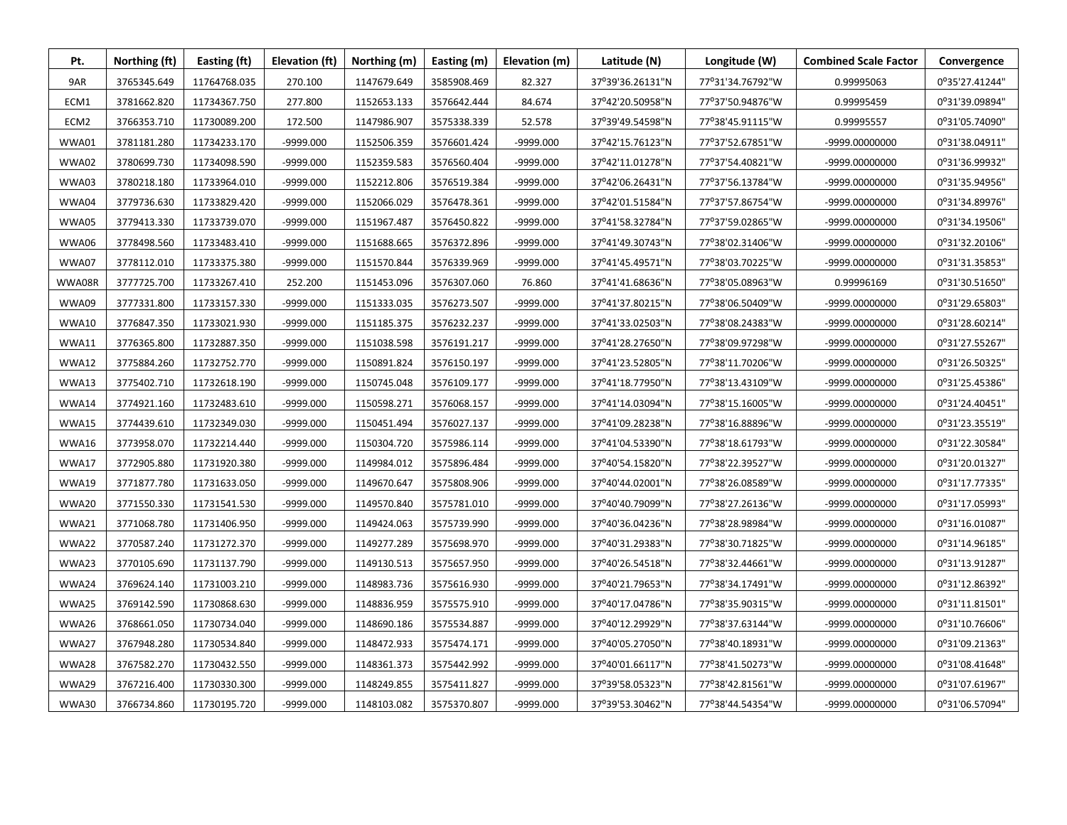| Pt. | Northing (ft) | Easting (ft) | Elevation (ft) | Northing (m) | Easting (m) | Elevation (m) | Latitude (N) | Longitude (W) | Combined Scale Factor | Convergence |
|---|---|---|---|---|---|---|---|---|---|---|
| 9AR | 3765345.649 | 11764768.035 | 270.100 | 1147679.649 | 3585908.469 | 82.327 | 37°39'36.26131"N | 77°31'34.76792"W | 0.99995063 | 0°35'27.41244" |
| ECM1 | 3781662.820 | 11734367.750 | 277.800 | 1152653.133 | 3576642.444 | 84.674 | 37°42'20.50958"N | 77°37'50.94876"W | 0.99995459 | 0°31'39.09894" |
| ECM2 | 3766353.710 | 11730089.200 | 172.500 | 1147986.907 | 3575338.339 | 52.578 | 37°39'49.54598"N | 77°38'45.91115"W | 0.99995557 | 0°31'05.74090" |
| WWA01 | 3781181.280 | 11734233.170 | -9999.000 | 1152506.359 | 3576601.424 | -9999.000 | 37°42'15.76123"N | 77°37'52.67851"W | -9999.00000000 | 0°31'38.04911" |
| WWA02 | 3780699.730 | 11734098.590 | -9999.000 | 1152359.583 | 3576560.404 | -9999.000 | 37°42'11.01278"N | 77°37'54.40821"W | -9999.00000000 | 0°31'36.99932" |
| WWA03 | 3780218.180 | 11733964.010 | -9999.000 | 1152212.806 | 3576519.384 | -9999.000 | 37°42'06.26431"N | 77°37'56.13784"W | -9999.00000000 | 0°31'35.94956" |
| WWA04 | 3779736.630 | 11733829.420 | -9999.000 | 1152066.029 | 3576478.361 | -9999.000 | 37°42'01.51584"N | 77°37'57.86754"W | -9999.00000000 | 0°31'34.89976" |
| WWA05 | 3779413.330 | 11733739.070 | -9999.000 | 1151967.487 | 3576450.822 | -9999.000 | 37°41'58.32784"N | 77°37'59.02865"W | -9999.00000000 | 0°31'34.19506" |
| WWA06 | 3778498.560 | 11733483.410 | -9999.000 | 1151688.665 | 3576372.896 | -9999.000 | 37°41'49.30743"N | 77°38'02.31406"W | -9999.00000000 | 0°31'32.20106" |
| WWA07 | 3778112.010 | 11733375.380 | -9999.000 | 1151570.844 | 3576339.969 | -9999.000 | 37°41'45.49571"N | 77°38'03.70225"W | -9999.00000000 | 0°31'31.35853" |
| WWA08R | 3777725.700 | 11733267.410 | 252.200 | 1151453.096 | 3576307.060 | 76.860 | 37°41'41.68636"N | 77°38'05.08963"W | 0.99996169 | 0°31'30.51650" |
| WWA09 | 3777331.800 | 11733157.330 | -9999.000 | 1151333.035 | 3576273.507 | -9999.000 | 37°41'37.80215"N | 77°38'06.50409"W | -9999.00000000 | 0°31'29.65803" |
| WWA10 | 3776847.350 | 11733021.930 | -9999.000 | 1151185.375 | 3576232.237 | -9999.000 | 37°41'33.02503"N | 77°38'08.24383"W | -9999.00000000 | 0°31'28.60214" |
| WWA11 | 3776365.800 | 11732887.350 | -9999.000 | 1151038.598 | 3576191.217 | -9999.000 | 37°41'28.27650"N | 77°38'09.97298"W | -9999.00000000 | 0°31'27.55267" |
| WWA12 | 3775884.260 | 11732752.770 | -9999.000 | 1150891.824 | 3576150.197 | -9999.000 | 37°41'23.52805"N | 77°38'11.70206"W | -9999.00000000 | 0°31'26.50325" |
| WWA13 | 3775402.710 | 11732618.190 | -9999.000 | 1150745.048 | 3576109.177 | -9999.000 | 37°41'18.77950"N | 77°38'13.43109"W | -9999.00000000 | 0°31'25.45386" |
| WWA14 | 3774921.160 | 11732483.610 | -9999.000 | 1150598.271 | 3576068.157 | -9999.000 | 37°41'14.03094"N | 77°38'15.16005"W | -9999.00000000 | 0°31'24.40451" |
| WWA15 | 3774439.610 | 11732349.030 | -9999.000 | 1150451.494 | 3576027.137 | -9999.000 | 37°41'09.28238"N | 77°38'16.88896"W | -9999.00000000 | 0°31'23.35519" |
| WWA16 | 3773958.070 | 11732214.440 | -9999.000 | 1150304.720 | 3575986.114 | -9999.000 | 37°41'04.53390"N | 77°38'18.61793"W | -9999.00000000 | 0°31'22.30584" |
| WWA17 | 3772905.880 | 11731920.380 | -9999.000 | 1149984.012 | 3575896.484 | -9999.000 | 37°40'54.15820"N | 77°38'22.39527"W | -9999.00000000 | 0°31'20.01327" |
| WWA19 | 3771877.780 | 11731633.050 | -9999.000 | 1149670.647 | 3575808.906 | -9999.000 | 37°40'44.02001"N | 77°38'26.08589"W | -9999.00000000 | 0°31'17.77335" |
| WWA20 | 3771550.330 | 11731541.530 | -9999.000 | 1149570.840 | 3575781.010 | -9999.000 | 37°40'40.79099"N | 77°38'27.26136"W | -9999.00000000 | 0°31'17.05993" |
| WWA21 | 3771068.780 | 11731406.950 | -9999.000 | 1149424.063 | 3575739.990 | -9999.000 | 37°40'36.04236"N | 77°38'28.98984"W | -9999.00000000 | 0°31'16.01087" |
| WWA22 | 3770587.240 | 11731272.370 | -9999.000 | 1149277.289 | 3575698.970 | -9999.000 | 37°40'31.29383"N | 77°38'30.71825"W | -9999.00000000 | 0°31'14.96185" |
| WWA23 | 3770105.690 | 11731137.790 | -9999.000 | 1149130.513 | 3575657.950 | -9999.000 | 37°40'26.54518"N | 77°38'32.44661"W | -9999.00000000 | 0°31'13.91287" |
| WWA24 | 3769624.140 | 11731003.210 | -9999.000 | 1148983.736 | 3575616.930 | -9999.000 | 37°40'21.79653"N | 77°38'34.17491"W | -9999.00000000 | 0°31'12.86392" |
| WWA25 | 3769142.590 | 11730868.630 | -9999.000 | 1148836.959 | 3575575.910 | -9999.000 | 37°40'17.04786"N | 77°38'35.90315"W | -9999.00000000 | 0°31'11.81501" |
| WWA26 | 3768661.050 | 11730734.040 | -9999.000 | 1148690.186 | 3575534.887 | -9999.000 | 37°40'12.29929"N | 77°38'37.63144"W | -9999.00000000 | 0°31'10.76606" |
| WWA27 | 3767948.280 | 11730534.840 | -9999.000 | 1148472.933 | 3575474.171 | -9999.000 | 37°40'05.27050"N | 77°38'40.18931"W | -9999.00000000 | 0°31'09.21363" |
| WWA28 | 3767582.270 | 11730432.550 | -9999.000 | 1148361.373 | 3575442.992 | -9999.000 | 37°40'01.66117"N | 77°38'41.50273"W | -9999.00000000 | 0°31'08.41648" |
| WWA29 | 3767216.400 | 11730330.300 | -9999.000 | 1148249.855 | 3575411.827 | -9999.000 | 37°39'58.05323"N | 77°38'42.81561"W | -9999.00000000 | 0°31'07.61967" |
| WWA30 | 3766734.860 | 11730195.720 | -9999.000 | 1148103.082 | 3575370.807 | -9999.000 | 37°39'53.30462"N | 77°38'44.54354"W | -9999.00000000 | 0°31'06.57094" |